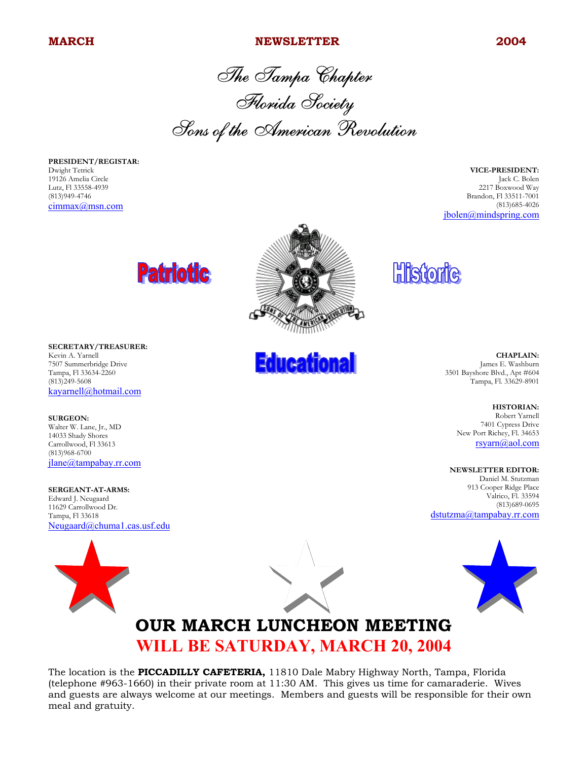**MARCH** **NEWSLETTER** **2004**

# *The Tampa Chapter*
# *Florida Society*
# *Sons of the American Revolution*

**PRESIDENT/REGISTAR:**
Dwight Tetrick
19126 Amelia Circle
Lutz, Fl 33558-4939
(813)949-4746
cimmax@msn.com

**VICE-PRESIDENT:**
Jack C. Bolen
2217 Boxwood Way
Brandon, Fl 33511-7001
(813)685-4026
jbolen@mindspring.com

**Patriotic** **Historic** **Educational**

**SECRETARY/TREASURER:**
Kevin A. Yarnell
7507 Summerbridge Drive
Tampa, Fl 33634-2260
(813)249-5608
kayarnell@hotmail.com

**CHAPLAIN:**
James E. Washburn
3501 Bayshore Blvd., Apt #604
Tampa, Fl. 33629-8901

**SURGEON:**
Walter W. Lane, Jr., MD
14033 Shady Shores
Carrollwood, Fl 33613
(813)968-6700
jlane@tampabay.rr.com

**HISTORIAN:**
Robert Yarnell
7401 Cypress Drive
New Port Richey, Fl. 34653
rsyarn@aol.com

**SERGEANT-AT-ARMS:**
Edward J. Neugaard
11629 Carrollwood Dr.
Tampa, Fl 33618
Neugaard@chuma1.cas.usf.edu

**NEWSLETTER EDITOR:**
Daniel M. Stutzman
913 Cooper Ridge Place
Valrico, Fl. 33594
(813)689-0695
dstutzma@tampabay.rr.com

## OUR MARCH LUNCHEON MEETING
## WILL BE SATURDAY, MARCH 20, 2004

The location is the **PICCADILLY CAFETERIA,** 11810 Dale Mabry Highway North, Tampa, Florida (telephone #963-1660) in their private room at 11:30 AM. This gives us time for camaraderie. Wives and guests are always welcome at our meetings. Members and guests will be responsible for their own meal and gratuity.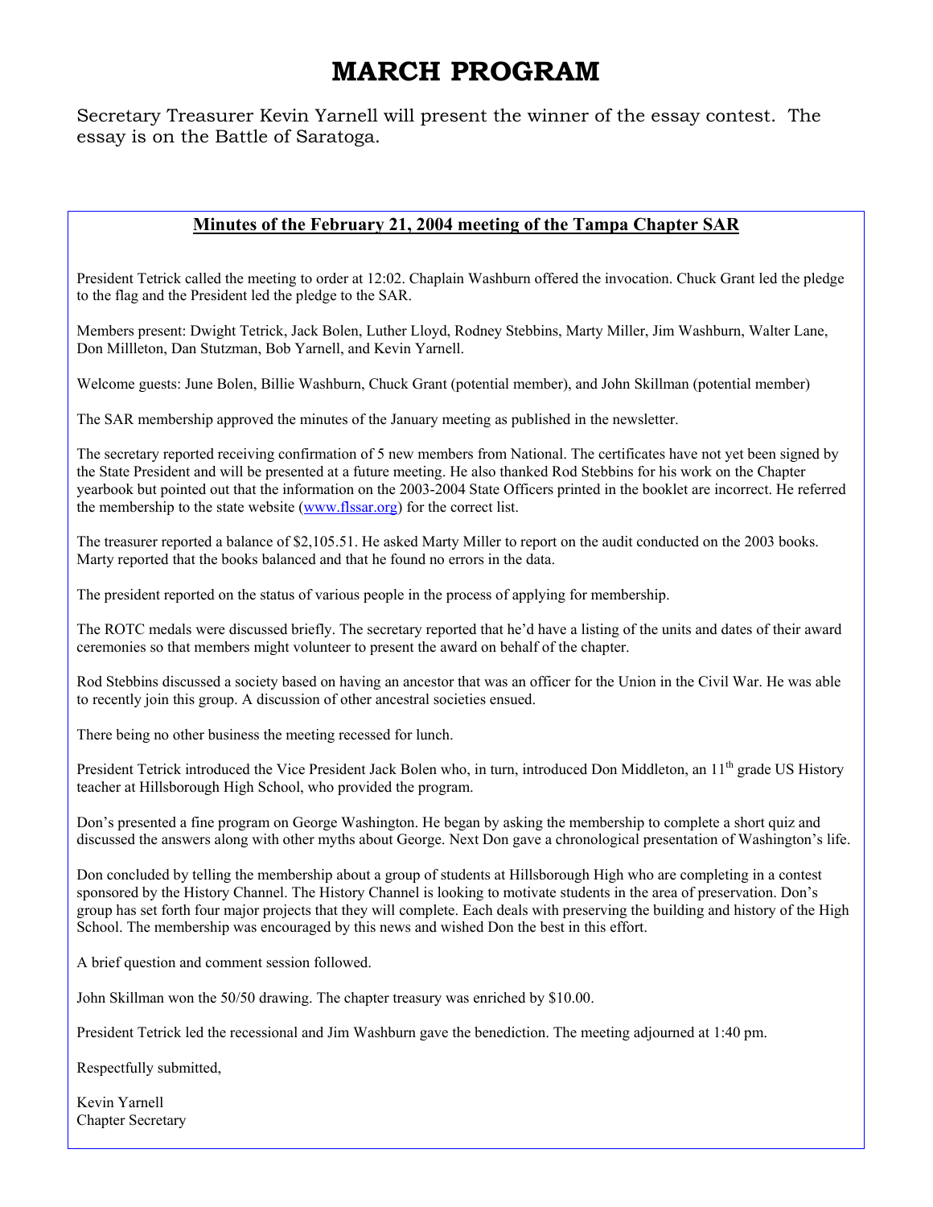# MARCH PROGRAM

Secretary Treasurer Kevin Yarnell will present the winner of the essay contest. The essay is on the Battle of Saratoga.

## Minutes of the February 21, 2004 meeting of the Tampa Chapter SAR

President Tetrick called the meeting to order at 12:02. Chaplain Washburn offered the invocation. Chuck Grant led the pledge to the flag and the President led the pledge to the SAR.

Members present: Dwight Tetrick, Jack Bolen, Luther Lloyd, Rodney Stebbins, Marty Miller, Jim Washburn, Walter Lane, Don Millleton, Dan Stutzman, Bob Yarnell, and Kevin Yarnell.

Welcome guests: June Bolen, Billie Washburn, Chuck Grant (potential member), and John Skillman (potential member)

The SAR membership approved the minutes of the January meeting as published in the newsletter.

The secretary reported receiving confirmation of 5 new members from National. The certificates have not yet been signed by the State President and will be presented at a future meeting. He also thanked Rod Stebbins for his work on the Chapter yearbook but pointed out that the information on the 2003-2004 State Officers printed in the booklet are incorrect. He referred the membership to the state website (www.flssar.org) for the correct list.

The treasurer reported a balance of $2,105.51. He asked Marty Miller to report on the audit conducted on the 2003 books. Marty reported that the books balanced and that he found no errors in the data.

The president reported on the status of various people in the process of applying for membership.

The ROTC medals were discussed briefly. The secretary reported that he'd have a listing of the units and dates of their award ceremonies so that members might volunteer to present the award on behalf of the chapter.

Rod Stebbins discussed a society based on having an ancestor that was an officer for the Union in the Civil War. He was able to recently join this group. A discussion of other ancestral societies ensued.

There being no other business the meeting recessed for lunch.

President Tetrick introduced the Vice President Jack Bolen who, in turn, introduced Don Middleton, an 11th grade US History teacher at Hillsborough High School, who provided the program.

Don's presented a fine program on George Washington. He began by asking the membership to complete a short quiz and discussed the answers along with other myths about George. Next Don gave a chronological presentation of Washington's life.

Don concluded by telling the membership about a group of students at Hillsborough High who are completing in a contest sponsored by the History Channel. The History Channel is looking to motivate students in the area of preservation. Don's group has set forth four major projects that they will complete. Each deals with preserving the building and history of the High School. The membership was encouraged by this news and wished Don the best in this effort.

A brief question and comment session followed.

John Skillman won the 50/50 drawing. The chapter treasury was enriched by $10.00.

President Tetrick led the recessional and Jim Washburn gave the benediction. The meeting adjourned at 1:40 pm.

Respectfully submitted,

Kevin Yarnell
Chapter Secretary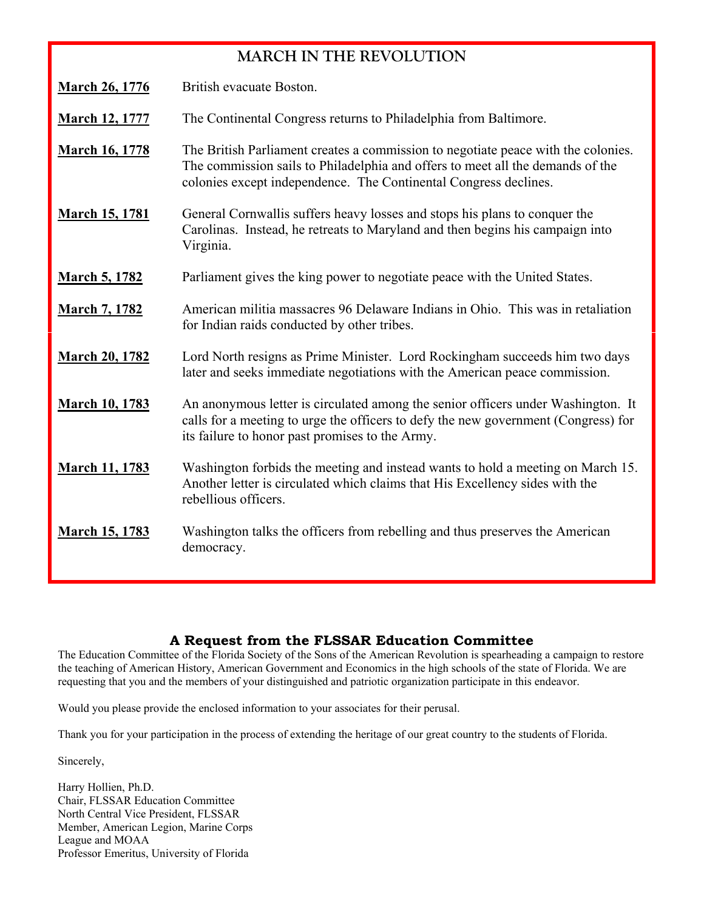## MARCH IN THE REVOLUTION

**March 26, 1776** British evacuate Boston.

**March 12, 1777** The Continental Congress returns to Philadelphia from Baltimore.

**March 16, 1778** The British Parliament creates a commission to negotiate peace with the colonies. The commission sails to Philadelphia and offers to meet all the demands of the colonies except independence. The Continental Congress declines.

**March 15, 1781** General Cornwallis suffers heavy losses and stops his plans to conquer the Carolinas. Instead, he retreats to Maryland and then begins his campaign into Virginia.

**March 5, 1782** Parliament gives the king power to negotiate peace with the United States.

**March 7, 1782** American militia massacres 96 Delaware Indians in Ohio. This was in retaliation for Indian raids conducted by other tribes.

**March 20, 1782** Lord North resigns as Prime Minister. Lord Rockingham succeeds him two days later and seeks immediate negotiations with the American peace commission.

**March 10, 1783** An anonymous letter is circulated among the senior officers under Washington. It calls for a meeting to urge the officers to defy the new government (Congress) for its failure to honor past promises to the Army.

**March 11, 1783** Washington forbids the meeting and instead wants to hold a meeting on March 15. Another letter is circulated which claims that His Excellency sides with the rebellious officers.

**March 15, 1783** Washington talks the officers from rebelling and thus preserves the American democracy.

### A Request from the FLSSAR Education Committee

The Education Committee of the Florida Society of the Sons of the American Revolution is spearheading a campaign to restore the teaching of American History, American Government and Economics in the high schools of the state of Florida. We are requesting that you and the members of your distinguished and patriotic organization participate in this endeavor.

Would you please provide the enclosed information to your associates for their perusal.

Thank you for your participation in the process of extending the heritage of our great country to the students of Florida.

Sincerely,

Harry Hollien, Ph.D.
Chair, FLSSAR Education Committee
North Central Vice President, FLSSAR
Member, American Legion, Marine Corps
League and MOAA
Professor Emeritus, University of Florida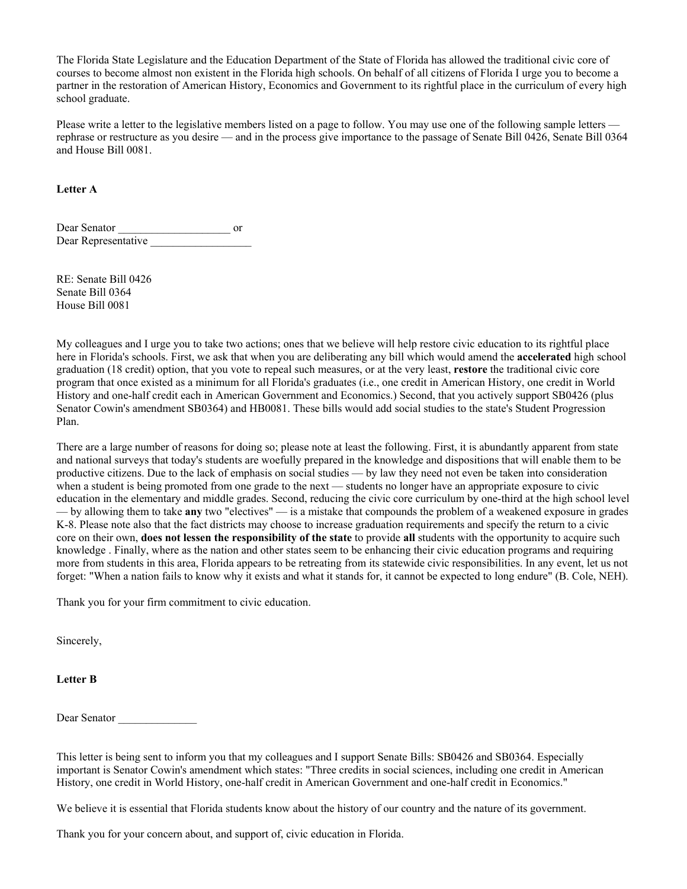The Florida State Legislature and the Education Department of the State of Florida has allowed the traditional civic core of courses to become almost non existent in the Florida high schools. On behalf of all citizens of Florida I urge you to become a partner in the restoration of American History, Economics and Government to its rightful place in the curriculum of every high school graduate.

Please write a letter to the legislative members listed on a page to follow. You may use one of the following sample letters — rephrase or restructure as you desire — and in the process give importance to the passage of Senate Bill 0426, Senate Bill 0364 and House Bill 0081.

**Letter A**

Dear Senator ____________________ or
Dear Representative __________________

RE: Senate Bill 0426
Senate Bill 0364
House Bill 0081

My colleagues and I urge you to take two actions; ones that we believe will help restore civic education to its rightful place here in Florida's schools. First, we ask that when you are deliberating any bill which would amend the **accelerated** high school graduation (18 credit) option, that you vote to repeal such measures, or at the very least, **restore** the traditional civic core program that once existed as a minimum for all Florida's graduates (i.e., one credit in American History, one credit in World History and one-half credit each in American Government and Economics.) Second, that you actively support SB0426 (plus Senator Cowin's amendment SB0364) and HB0081. These bills would add social studies to the state's Student Progression Plan.

There are a large number of reasons for doing so; please note at least the following. First, it is abundantly apparent from state and national surveys that today's students are woefully prepared in the knowledge and dispositions that will enable them to be productive citizens. Due to the lack of emphasis on social studies — by law they need not even be taken into consideration when a student is being promoted from one grade to the next — students no longer have an appropriate exposure to civic education in the elementary and middle grades. Second, reducing the civic core curriculum by one-third at the high school level — by allowing them to take **any** two "electives" — is a mistake that compounds the problem of a weakened exposure in grades K-8. Please note also that the fact districts may choose to increase graduation requirements and specify the return to a civic core on their own, **does not lessen the responsibility of the state** to provide **all** students with the opportunity to acquire such knowledge . Finally, where as the nation and other states seem to be enhancing their civic education programs and requiring more from students in this area, Florida appears to be retreating from its statewide civic responsibilities. In any event, let us not forget: "When a nation fails to know why it exists and what it stands for, it cannot be expected to long endure" (B. Cole, NEH).

Thank you for your firm commitment to civic education.

Sincerely,

**Letter B**

Dear Senator ______________

This letter is being sent to inform you that my colleagues and I support Senate Bills: SB0426 and SB0364. Especially important is Senator Cowin's amendment which states: "Three credits in social sciences, including one credit in American History, one credit in World History, one-half credit in American Government and one-half credit in Economics."

We believe it is essential that Florida students know about the history of our country and the nature of its government.

Thank you for your concern about, and support of, civic education in Florida.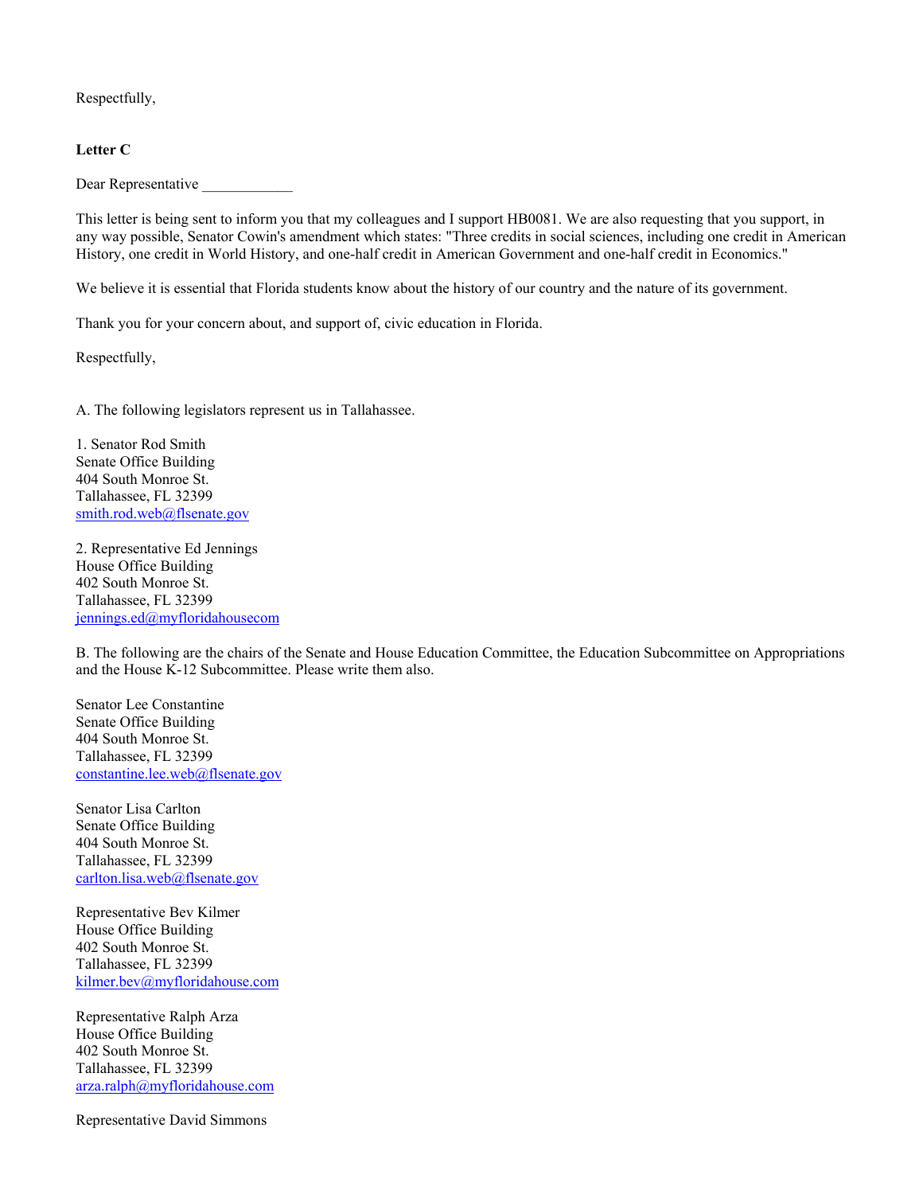Respectfully,

**Letter C**

Dear Representative ____________

This letter is being sent to inform you that my colleagues and I support HB0081. We are also requesting that you support, in any way possible, Senator Cowin's amendment which states: "Three credits in social sciences, including one credit in American History, one credit in World History, and one-half credit in American Government and one-half credit in Economics."

We believe it is essential that Florida students know about the history of our country and the nature of its government.

Thank you for your concern about, and support of, civic education in Florida.

Respectfully,

A. The following legislators represent us in Tallahassee.

1. Senator Rod Smith
Senate Office Building
404 South Monroe St.
Tallahassee, FL 32399
smith.rod.web@flsenate.gov

2. Representative Ed Jennings
House Office Building
402 South Monroe St.
Tallahassee, FL 32399
jennings.ed@myfloridahousecom

B. The following are the chairs of the Senate and House Education Committee, the Education Subcommittee on Appropriations and the House K-12 Subcommittee. Please write them also.

Senator Lee Constantine
Senate Office Building
404 South Monroe St.
Tallahassee, FL 32399
constantine.lee.web@flsenate.gov

Senator Lisa Carlton
Senate Office Building
404 South Monroe St.
Tallahassee, FL 32399
carlton.lisa.web@flsenate.gov

Representative Bev Kilmer
House Office Building
402 South Monroe St.
Tallahassee, FL 32399
kilmer.bev@myfloridahouse.com

Representative Ralph Arza
House Office Building
402 South Monroe St.
Tallahassee, FL 32399
arza.ralph@myfloridahouse.com

Representative David Simmons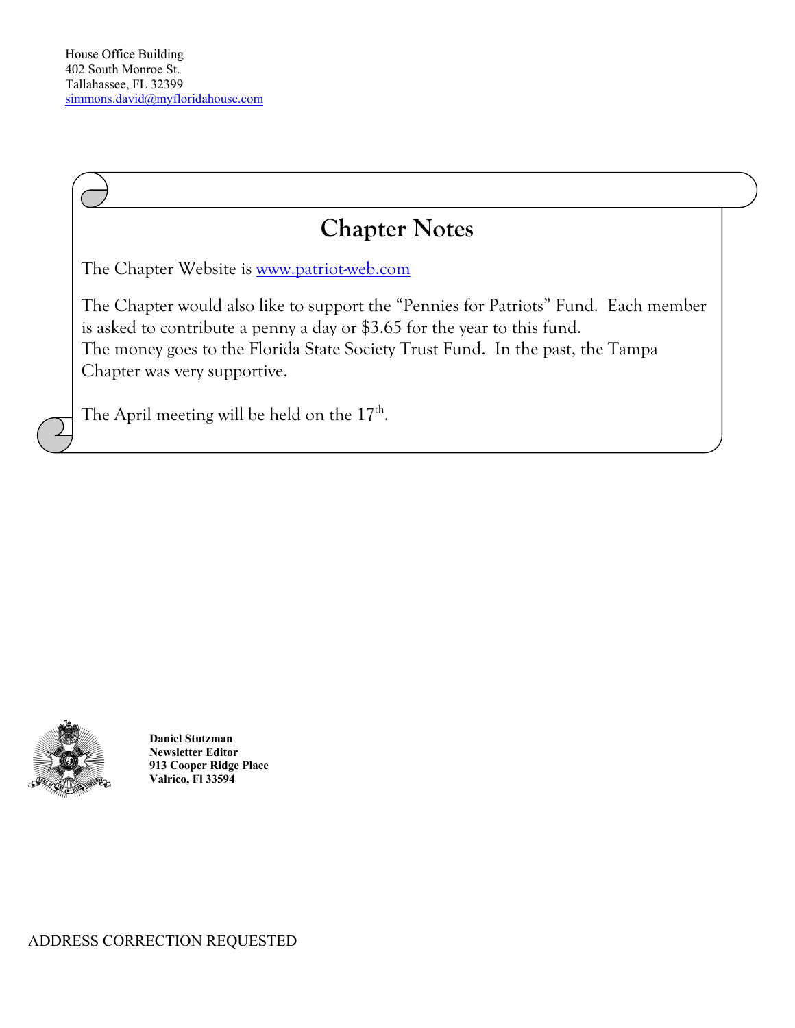House Office Building
402 South Monroe St.
Tallahassee, FL 32399
simmons.david@myfloridahouse.com

## Chapter Notes

The Chapter Website is www.patriot-web.com

The Chapter would also like to support the "Pennies for Patriots" Fund. Each member is asked to contribute a penny a day or $3.65 for the year to this fund.
The money goes to the Florida State Society Trust Fund. In the past, the Tampa Chapter was very supportive.

The April meeting will be held on the 17th.

**Daniel Stutzman**
**Newsletter Editor**
**913 Cooper Ridge Place**
**Valrico, Fl 33594**

ADDRESS CORRECTION REQUESTED